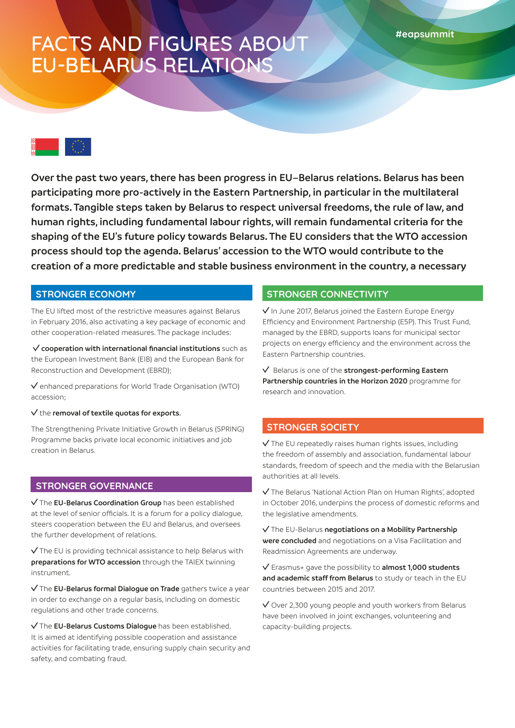# FACTS AND FIGURES ABOUT EU-BELARUS RELATIONS

#eapsummit

**Over the past two years, there has been progress in EU–Belarus relations. Belarus has been participating more pro-actively in the Eastern Partnership, in particular in the multilateral formats. Tangible steps taken by Belarus to respect universal freedoms, the rule of law, and human rights, including fundamental labour rights, will remain fundamental criteria for the shaping of the EU's future policy towards Belarus. The EU considers that the WTO accession process should top the agenda. Belarus' accession to the WTO would contribute to the creation of a more predictable and stable business environment in the country, a necessary**

## STRONGER ECONOMY

The EU lifted most of the restrictive measures against Belarus in February 2016, also activating a key package of economic and other cooperation-related measures. The package includes:

✓ **cooperation with international financial institutions** such as the European Investment Bank (EIB) and the European Bank for Reconstruction and Development (EBRD);

✓ enhanced preparations for World Trade Organisation (WTO) accession;

✓ the **removal of textile quotas for exports**.

The Strengthening Private Initiative Growth in Belarus (SPRING) Programme backs private local economic initiatives and job creation in Belarus.

## STRONGER GOVERNANCE

✓ The **EU-Belarus Coordination Group** has been established at the level of senior officials. It is a forum for a policy dialogue, steers cooperation between the EU and Belarus, and oversees the further development of relations.

✓ The EU is providing technical assistance to help Belarus with **preparations for WTO accession** through the TAIEX twinning instrument.

✓ The **EU-Belarus formal Dialogue on Trade** gathers twice a year in order to exchange on a regular basis, including on domestic regulations and other trade concerns.

✓ The **EU-Belarus Customs Dialogue** has been established. It is aimed at identifying possible cooperation and assistance activities for facilitating trade, ensuring supply chain security and safety, and combating fraud.

## STRONGER CONNECTIVITY

✓ In June 2017, Belarus joined the Eastern Europe Energy Efficiency and Environment Partnership (E5P). This Trust Fund, managed by the EBRD, supports loans for municipal sector projects on energy efficiency and the environment across the Eastern Partnership countries.

✓ Belarus is one of the **strongest-performing Eastern Partnership countries in the Horizon 2020** programme for research and innovation.

## STRONGER SOCIETY

✓ The EU repeatedly raises human rights issues, including the freedom of assembly and association, fundamental labour standards, freedom of speech and the media with the Belarusian authorities at all levels.

✓ The Belarus 'National Action Plan on Human Rights', adopted in October 2016, underpins the process of domestic reforms and the legislative amendments.

✓ The EU-Belarus **negotiations on a Mobility Partnership were concluded** and negotiations on a Visa Facilitation and Readmission Agreements are underway.

✓ Erasmus+ gave the possibility to **almost 1,000 students and academic staff from Belarus** to study or teach in the EU countries between 2015 and 2017.

✓ Over 2,300 young people and youth workers from Belarus have been involved in joint exchanges, volunteering and capacity-building projects.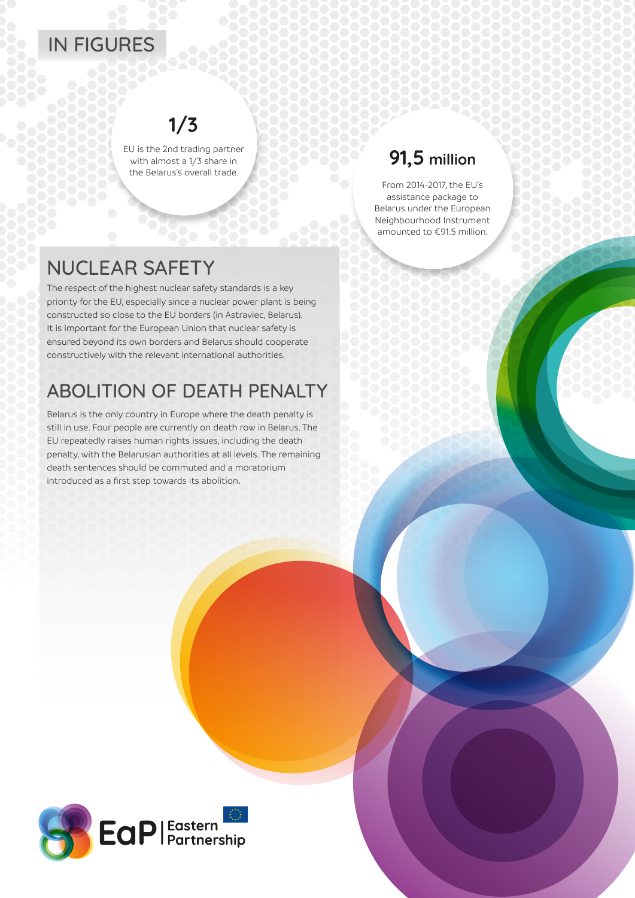## IN FIGURES

**1/3**

EU is the 2nd trading partner with almost a 1/3 share in the Belarus's overall trade.

**91,5 million**

From 2014-2017, the EU's assistance package to Belarus under the European Neighbourhood Instrument amounted to €91.5 million.

## NUCLEAR SAFETY

The respect of the highest nuclear safety standards is a key priority for the EU, especially since a nuclear power plant is being constructed so close to the EU borders (in Astraviec, Belarus). It is important for the European Union that nuclear safety is ensured beyond its own borders and Belarus should cooperate constructively with the relevant international authorities.

## ABOLITION OF DEATH PENALTY

Belarus is the only country in Europe where the death penalty is still in use. Four people are currently on death row in Belarus. The EU repeatedly raises human rights issues, including the death penalty, with the Belarusian authorities at all levels. The remaining death sentences should be commuted and a moratorium introduced as a first step towards its abolition.

EaP | Eastern Partnership